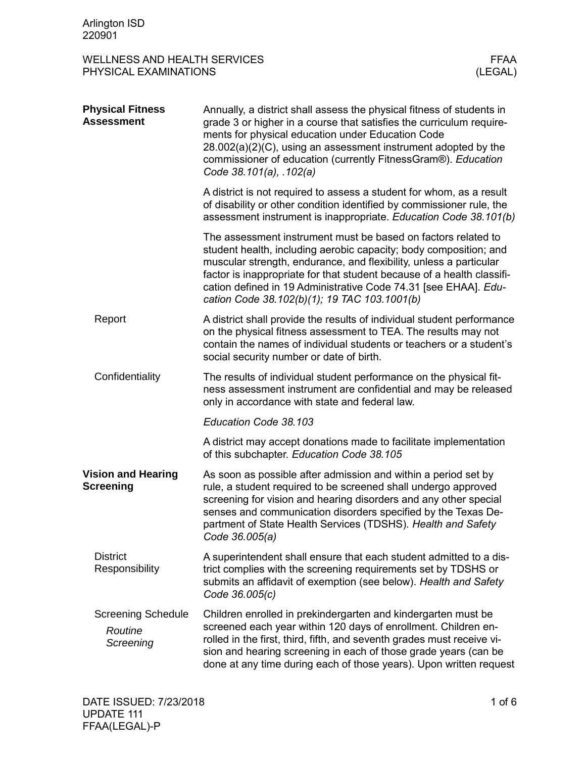## Physical Fitness Assessment

Annually, a district shall assess the physical fitness of students in grade 3 or higher in a course that satisfies the curriculum requirements for physical education under Education Code 28.002(a)(2)(C), using an assessment instrument adopted by the commissioner of education (currently FitnessGram®). *Education Code 38.101(a), .102(a)*

A district is not required to assess a student for whom, as a result of disability or other condition identified by commissioner rule, the assessment instrument is inappropriate. *Education Code 38.101(b)*

The assessment instrument must be based on factors related to student health, including aerobic capacity; body composition; and muscular strength, endurance, and flexibility, unless a particular factor is inappropriate for that student because of a health classification defined in 19 Administrative Code 74.31 [see EHAA]. *Education Code 38.102(b)(1); 19 TAC 103.1001(b)*

### Report

A district shall provide the results of individual student performance on the physical fitness assessment to TEA. The results may not contain the names of individual students or teachers or a student's social security number or date of birth.

### Confidentiality

The results of individual student performance on the physical fitness assessment instrument are confidential and may be released only in accordance with state and federal law.

*Education Code 38.103*

A district may accept donations made to facilitate implementation of this subchapter. *Education Code 38.105*

## Vision and Hearing Screening

As soon as possible after admission and within a period set by rule, a student required to be screened shall undergo approved screening for vision and hearing disorders and any other special senses and communication disorders specified by the Texas Department of State Health Services (TDSHS). *Health and Safety Code 36.005(a)*

### District Responsibility

A superintendent shall ensure that each student admitted to a district complies with the screening requirements set by TDSHS or submits an affidavit of exemption (see below). *Health and Safety Code 36.005(c)*

### Screening Schedule

#### *Routine Screening*

Children enrolled in prekindergarten and kindergarten must be screened each year within 120 days of enrollment. Children enrolled in the first, third, fifth, and seventh grades must receive vision and hearing screening in each of those grade years (can be done at any time during each of those years). Upon written request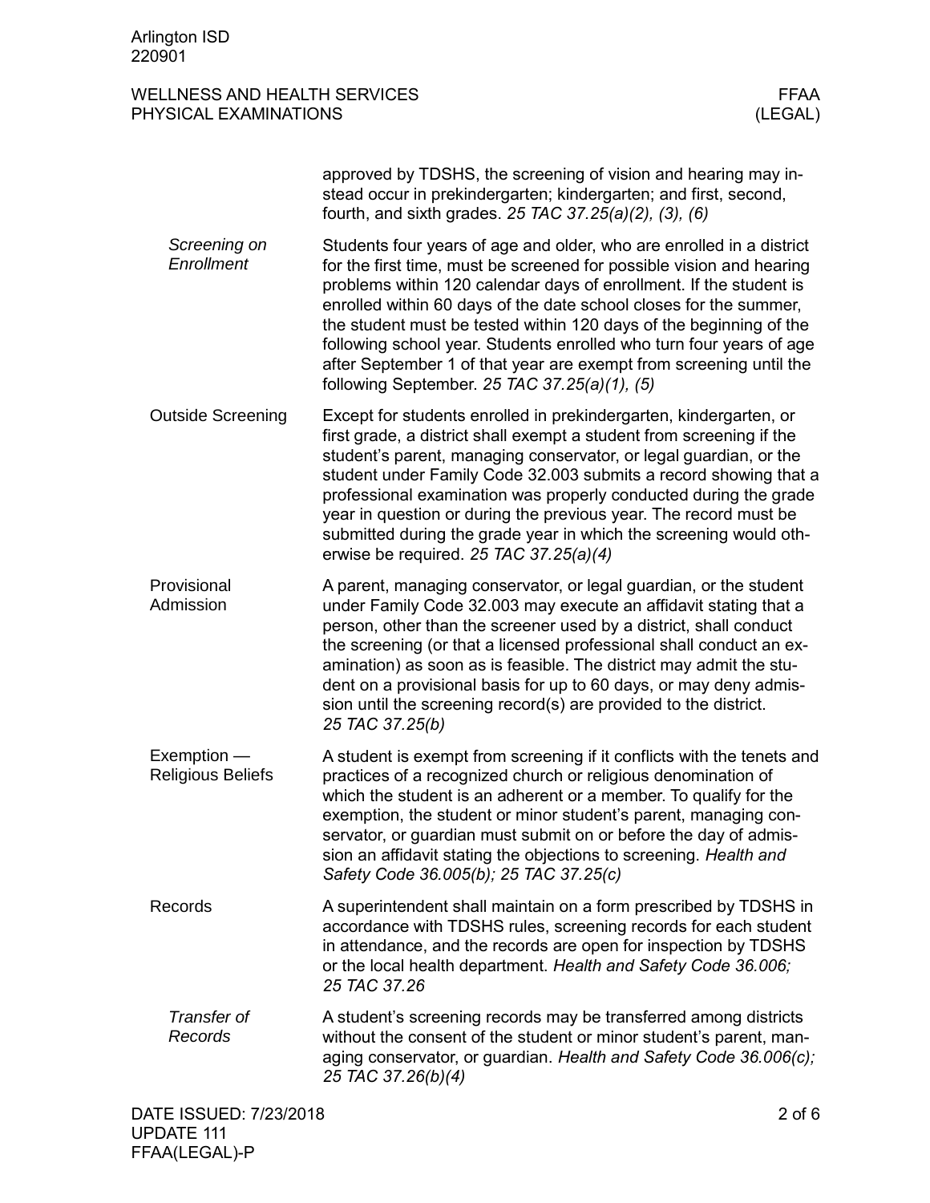approved by TDSHS, the screening of vision and hearing may instead occur in prekindergarten; kindergarten; and first, second, fourth, and sixth grades. *25 TAC 37.25(a)(2), (3), (6)*

### *Screening on Enrollment*

Students four years of age and older, who are enrolled in a district for the first time, must be screened for possible vision and hearing problems within 120 calendar days of enrollment. If the student is enrolled within 60 days of the date school closes for the summer, the student must be tested within 120 days of the beginning of the following school year. Students enrolled who turn four years of age after September 1 of that year are exempt from screening until the following September. *25 TAC 37.25(a)(1), (5)*

## Outside Screening

Except for students enrolled in prekindergarten, kindergarten, or first grade, a district shall exempt a student from screening if the student's parent, managing conservator, or legal guardian, or the student under Family Code 32.003 submits a record showing that a professional examination was properly conducted during the grade year in question or during the previous year. The record must be submitted during the grade year in which the screening would otherwise be required. *25 TAC 37.25(a)(4)*

## Provisional Admission

A parent, managing conservator, or legal guardian, or the student under Family Code 32.003 may execute an affidavit stating that a person, other than the screener used by a district, shall conduct the screening (or that a licensed professional shall conduct an examination) as soon as is feasible. The district may admit the student on a provisional basis for up to 60 days, or may deny admission until the screening record(s) are provided to the district. *25 TAC 37.25(b)*

## Exemption — Religious Beliefs

A student is exempt from screening if it conflicts with the tenets and practices of a recognized church or religious denomination of which the student is an adherent or a member. To qualify for the exemption, the student or minor student's parent, managing conservator, or guardian must submit on or before the day of admission an affidavit stating the objections to screening. *Health and Safety Code 36.005(b); 25 TAC 37.25(c)*

## Records

A superintendent shall maintain on a form prescribed by TDSHS in accordance with TDSHS rules, screening records for each student in attendance, and the records are open for inspection by TDSHS or the local health department. *Health and Safety Code 36.006; 25 TAC 37.26*

### *Transfer of Records*

A student's screening records may be transferred among districts without the consent of the student or minor student's parent, managing conservator, or guardian. *Health and Safety Code 36.006(c); 25 TAC 37.26(b)(4)*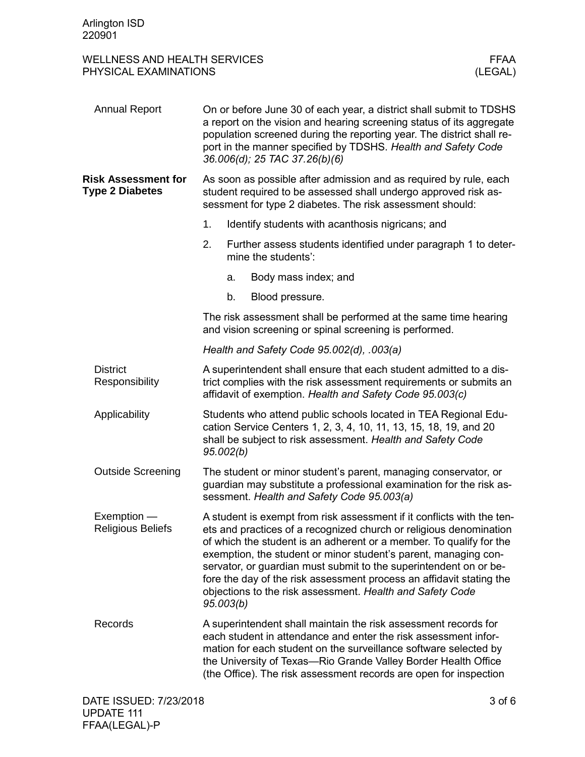## Annual Report

On or before June 30 of each year, a district shall submit to TDSHS a report on the vision and hearing screening status of its aggregate population screened during the reporting year. The district shall report in the manner specified by TDSHS. *Health and Safety Code 36.006(d); 25 TAC 37.26(b)(6)*

## Risk Assessment for Type 2 Diabetes

As soon as possible after admission and as required by rule, each student required to be assessed shall undergo approved risk assessment for type 2 diabetes. The risk assessment should:

1. Identify students with acanthosis nigricans; and
2. Further assess students identified under paragraph 1 to determine the students':
   a. Body mass index; and
   b. Blood pressure.

The risk assessment shall be performed at the same time hearing and vision screening or spinal screening is performed.

*Health and Safety Code 95.002(d), .003(a)*

### District Responsibility

A superintendent shall ensure that each student admitted to a district complies with the risk assessment requirements or submits an affidavit of exemption. *Health and Safety Code 95.003(c)*

### Applicability

Students who attend public schools located in TEA Regional Education Service Centers 1, 2, 3, 4, 10, 11, 13, 15, 18, 19, and 20 shall be subject to risk assessment. *Health and Safety Code 95.002(b)*

### Outside Screening

The student or minor student's parent, managing conservator, or guardian may substitute a professional examination for the risk assessment. *Health and Safety Code 95.003(a)*

### Exemption — Religious Beliefs

A student is exempt from risk assessment if it conflicts with the tenets and practices of a recognized church or religious denomination of which the student is an adherent or a member. To qualify for the exemption, the student or minor student's parent, managing conservator, or guardian must submit to the superintendent on or before the day of the risk assessment process an affidavit stating the objections to the risk assessment. *Health and Safety Code 95.003(b)*

### Records

A superintendent shall maintain the risk assessment records for each student in attendance and enter the risk assessment information for each student on the surveillance software selected by the University of Texas—Rio Grande Valley Border Health Office (the Office). The risk assessment records are open for inspection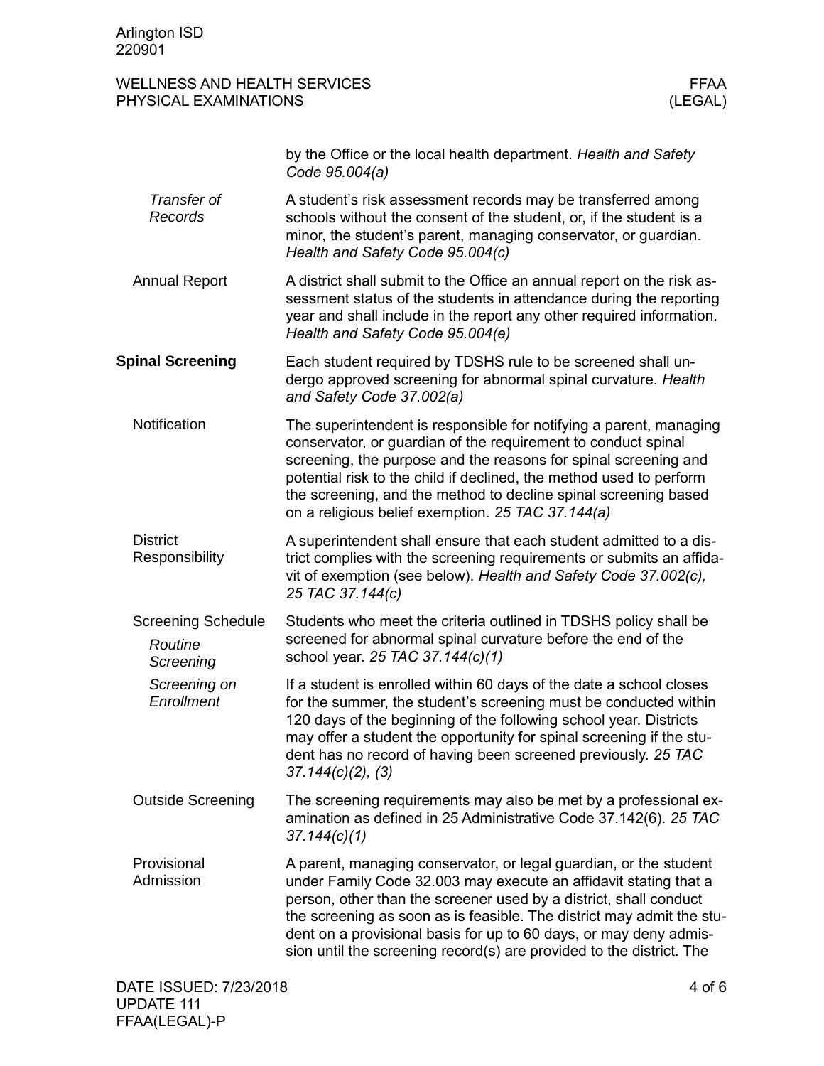by the Office or the local health department. *Health and Safety Code 95.004(a)*

*Transfer of Records*

A student's risk assessment records may be transferred among schools without the consent of the student, or, if the student is a minor, the student's parent, managing conservator, or guardian. *Health and Safety Code 95.004(c)*

### Annual Report

A district shall submit to the Office an annual report on the risk assessment status of the students in attendance during the reporting year and shall include in the report any other required information. *Health and Safety Code 95.004(e)*

## Spinal Screening

Each student required by TDSHS rule to be screened shall undergo approved screening for abnormal spinal curvature. *Health and Safety Code 37.002(a)*

### Notification

The superintendent is responsible for notifying a parent, managing conservator, or guardian of the requirement to conduct spinal screening, the purpose and the reasons for spinal screening and potential risk to the child if declined, the method used to perform the screening, and the method to decline spinal screening based on a religious belief exemption. *25 TAC 37.144(a)*

### District Responsibility

A superintendent shall ensure that each student admitted to a district complies with the screening requirements or submits an affidavit of exemption (see below). *Health and Safety Code 37.002(c), 25 TAC 37.144(c)*

### Screening Schedule

*Routine Screening*

Students who meet the criteria outlined in TDSHS policy shall be screened for abnormal spinal curvature before the end of the school year. *25 TAC 37.144(c)(1)*

*Screening on Enrollment*

If a student is enrolled within 60 days of the date a school closes for the summer, the student's screening must be conducted within 120 days of the beginning of the following school year. Districts may offer a student the opportunity for spinal screening if the student has no record of having been screened previously. *25 TAC 37.144(c)(2), (3)*

### Outside Screening

The screening requirements may also be met by a professional examination as defined in 25 Administrative Code 37.142(6). *25 TAC 37.144(c)(1)*

### Provisional Admission

A parent, managing conservator, or legal guardian, or the student under Family Code 32.003 may execute an affidavit stating that a person, other than the screener used by a district, shall conduct the screening as soon as is feasible. The district may admit the student on a provisional basis for up to 60 days, or may deny admission until the screening record(s) are provided to the district. The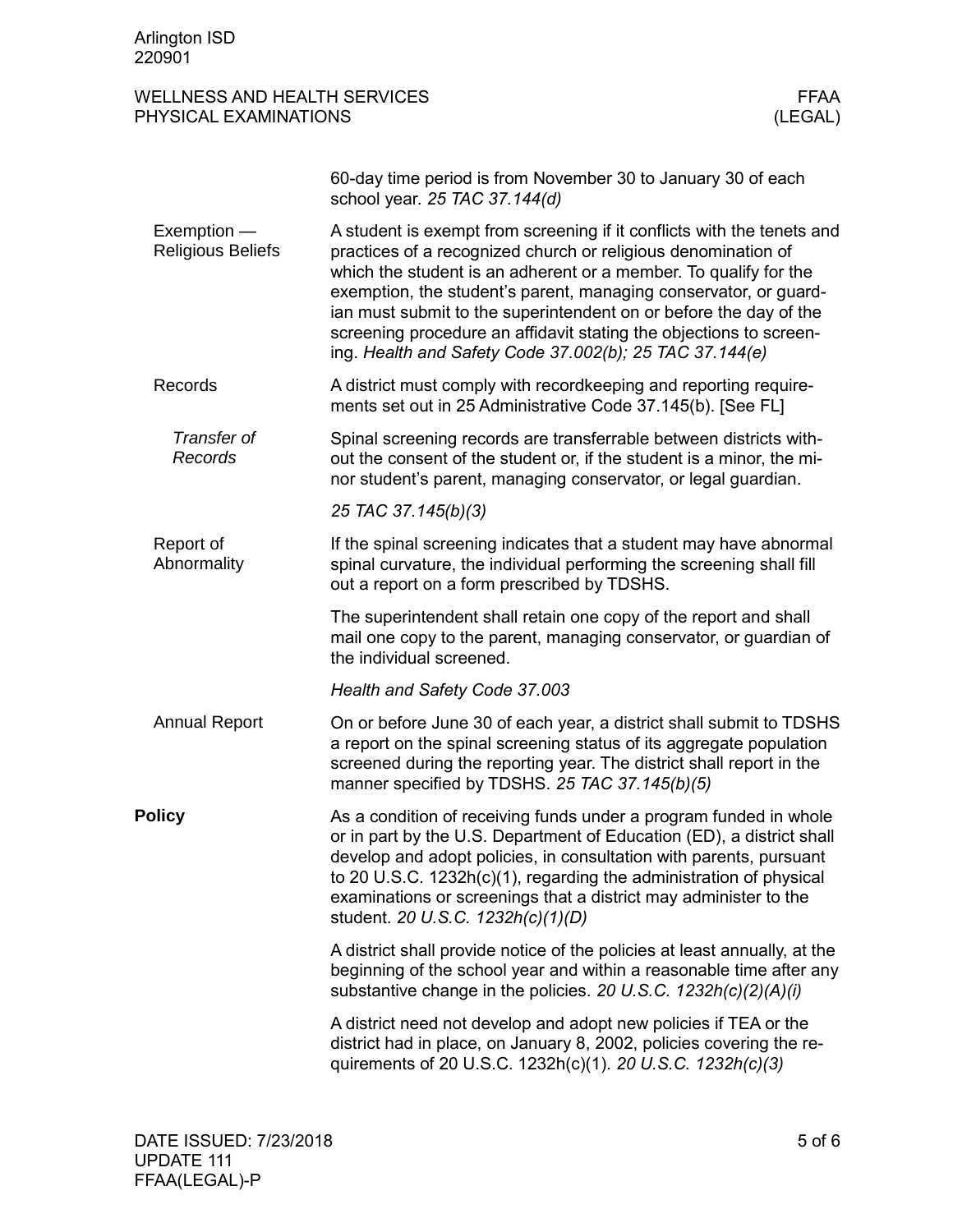60-day time period is from November 30 to January 30 of each school year. *25 TAC 37.144(d)*

**Exemption — Religious Beliefs**

A student is exempt from screening if it conflicts with the tenets and practices of a recognized church or religious denomination of which the student is an adherent or a member. To qualify for the exemption, the student's parent, managing conservator, or guardian must submit to the superintendent on or before the day of the screening procedure an affidavit stating the objections to screening. *Health and Safety Code 37.002(b); 25 TAC 37.144(e)*

**Records**

A district must comply with recordkeeping and reporting requirements set out in 25 Administrative Code 37.145(b). [See FL]

***Transfer of Records***

Spinal screening records are transferrable between districts without the consent of the student or, if the student is a minor, the minor student's parent, managing conservator, or legal guardian.

*25 TAC 37.145(b)(3)*

**Report of Abnormality**

If the spinal screening indicates that a student may have abnormal spinal curvature, the individual performing the screening shall fill out a report on a form prescribed by TDSHS.

The superintendent shall retain one copy of the report and shall mail one copy to the parent, managing conservator, or guardian of the individual screened.

*Health and Safety Code 37.003*

**Annual Report**

On or before June 30 of each year, a district shall submit to TDSHS a report on the spinal screening status of its aggregate population screened during the reporting year. The district shall report in the manner specified by TDSHS. *25 TAC 37.145(b)(5)*

## Policy

As a condition of receiving funds under a program funded in whole or in part by the U.S. Department of Education (ED), a district shall develop and adopt policies, in consultation with parents, pursuant to 20 U.S.C. 1232h(c)(1), regarding the administration of physical examinations or screenings that a district may administer to the student. *20 U.S.C. 1232h(c)(1)(D)*

A district shall provide notice of the policies at least annually, at the beginning of the school year and within a reasonable time after any substantive change in the policies. *20 U.S.C. 1232h(c)(2)(A)(i)*

A district need not develop and adopt new policies if TEA or the district had in place, on January 8, 2002, policies covering the requirements of 20 U.S.C. 1232h(c)(1). *20 U.S.C. 1232h(c)(3)*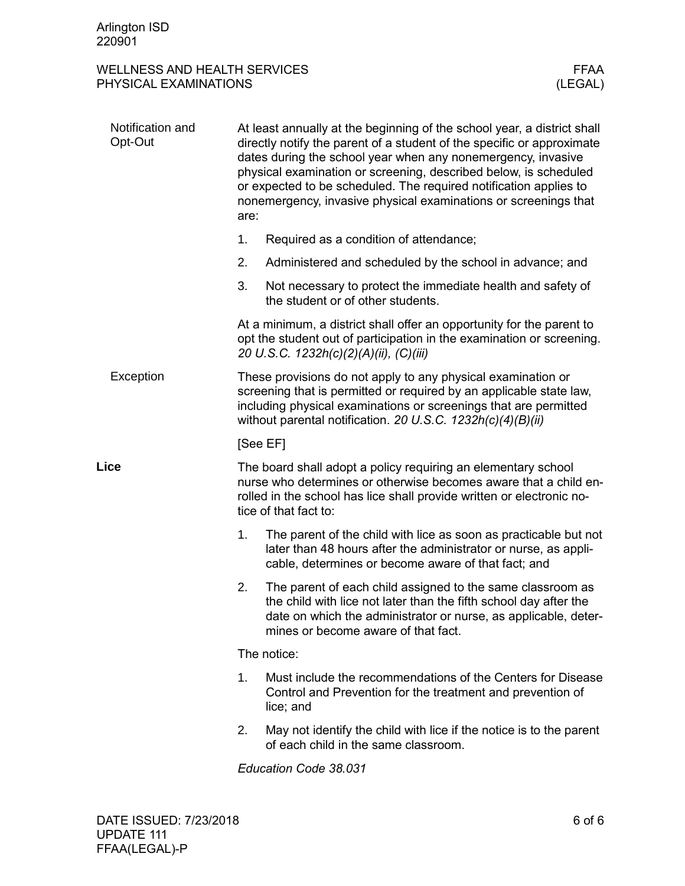### Notification and Opt-Out

At least annually at the beginning of the school year, a district shall directly notify the parent of a student of the specific or approximate dates during the school year when any nonemergency, invasive physical examination or screening, described below, is scheduled or expected to be scheduled. The required notification applies to nonemergency, invasive physical examinations or screenings that are:

1. Required as a condition of attendance;
2. Administered and scheduled by the school in advance; and
3. Not necessary to protect the immediate health and safety of the student or of other students.

At a minimum, a district shall offer an opportunity for the parent to opt the student out of participation in the examination or screening. *20 U.S.C. 1232h(c)(2)(A)(ii), (C)(iii)*

### Exception

These provisions do not apply to any physical examination or screening that is permitted or required by an applicable state law, including physical examinations or screenings that are permitted without parental notification. *20 U.S.C. 1232h(c)(4)(B)(ii)*

[See EF]

## Lice

The board shall adopt a policy requiring an elementary school nurse who determines or otherwise becomes aware that a child enrolled in the school has lice shall provide written or electronic notice of that fact to:

1. The parent of the child with lice as soon as practicable but not later than 48 hours after the administrator or nurse, as applicable, determines or become aware of that fact; and
2. The parent of each child assigned to the same classroom as the child with lice not later than the fifth school day after the date on which the administrator or nurse, as applicable, determines or become aware of that fact.

The notice:

1. Must include the recommendations of the Centers for Disease Control and Prevention for the treatment and prevention of lice; and
2. May not identify the child with lice if the notice is to the parent of each child in the same classroom.

*Education Code 38.031*